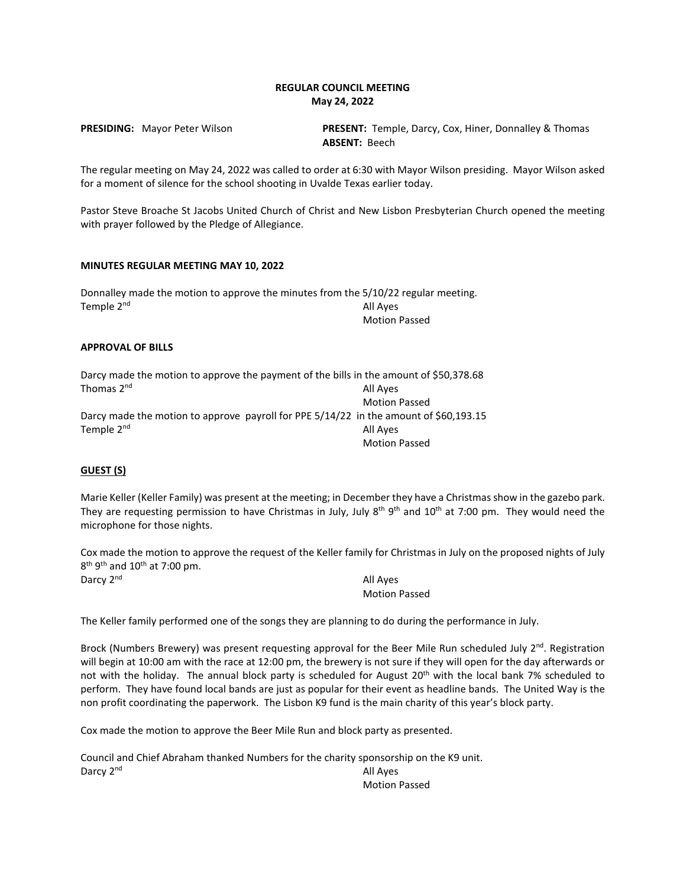**REGULAR COUNCIL MEETING**
**May 24, 2022**

**PRESIDING:** Mayor Peter Wilson

**PRESENT:** Temple, Darcy, Cox, Hiner, Donnalley & Thomas
**ABSENT:** Beech

The regular meeting on May 24, 2022 was called to order at 6:30 with Mayor Wilson presiding. Mayor Wilson asked for a moment of silence for the school shooting in Uvalde Texas earlier today.

Pastor Steve Broache St Jacobs United Church of Christ and New Lisbon Presbyterian Church opened the meeting with prayer followed by the Pledge of Allegiance.

**MINUTES REGULAR MEETING MAY 10, 2022**

Donnalley made the motion to approve the minutes from the 5/10/22 regular meeting.
Temple 2nd — All Ayes
Motion Passed

**APPROVAL OF BILLS**

Darcy made the motion to approve the payment of the bills in the amount of $50,378.68
Thomas 2nd — All Ayes
Motion Passed

Darcy made the motion to approve payroll for PPE 5/14/22 in the amount of $60,193.15
Temple 2nd — All Ayes
Motion Passed

**GUEST (S)**

Marie Keller (Keller Family) was present at the meeting; in December they have a Christmas show in the gazebo park. They are requesting permission to have Christmas in July, July 8th 9th and 10th at 7:00 pm. They would need the microphone for those nights.

Cox made the motion to approve the request of the Keller family for Christmas in July on the proposed nights of July 8th 9th and 10th at 7:00 pm.
Darcy 2nd — All Ayes
Motion Passed

The Keller family performed one of the songs they are planning to do during the performance in July.

Brock (Numbers Brewery) was present requesting approval for the Beer Mile Run scheduled July 2nd. Registration will begin at 10:00 am with the race at 12:00 pm, the brewery is not sure if they will open for the day afterwards or not with the holiday. The annual block party is scheduled for August 20th with the local bank 7% scheduled to perform. They have found local bands are just as popular for their event as headline bands. The United Way is the non profit coordinating the paperwork. The Lisbon K9 fund is the main charity of this year's block party.

Cox made the motion to approve the Beer Mile Run and block party as presented.

Council and Chief Abraham thanked Numbers for the charity sponsorship on the K9 unit.
Darcy 2nd — All Ayes
Motion Passed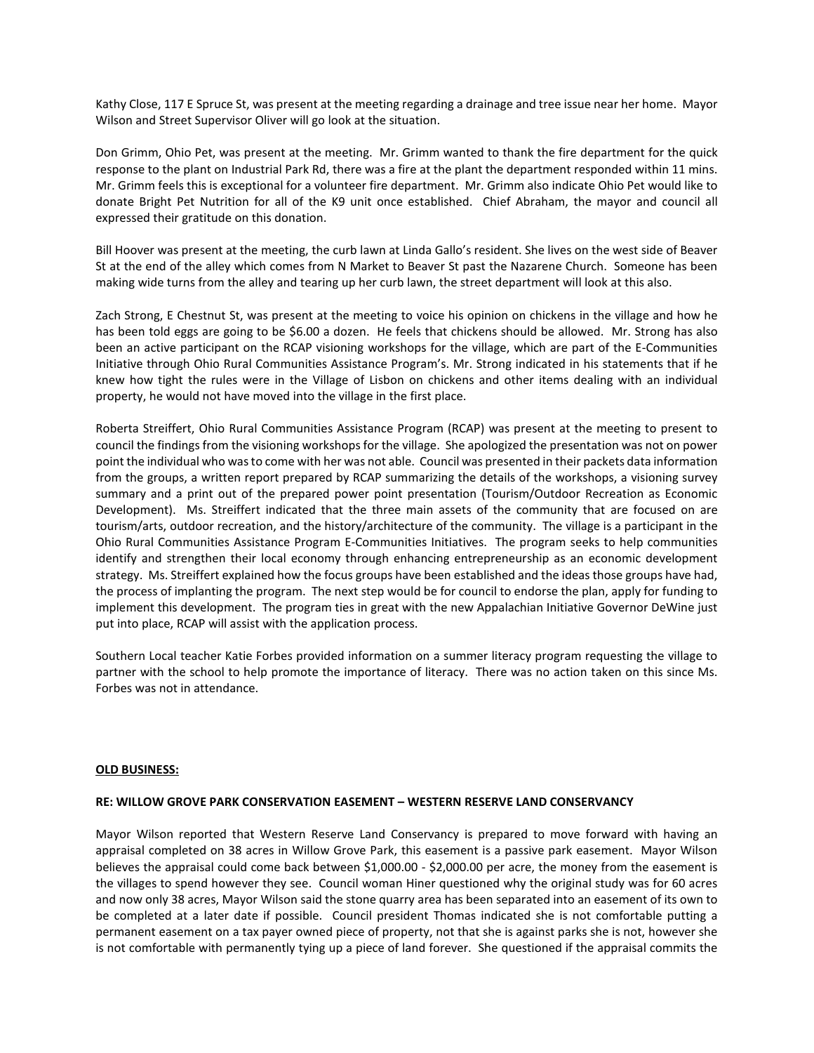Kathy Close, 117 E Spruce St, was present at the meeting regarding a drainage and tree issue near her home. Mayor Wilson and Street Supervisor Oliver will go look at the situation.

Don Grimm, Ohio Pet, was present at the meeting. Mr. Grimm wanted to thank the fire department for the quick response to the plant on Industrial Park Rd, there was a fire at the plant the department responded within 11 mins. Mr. Grimm feels this is exceptional for a volunteer fire department. Mr. Grimm also indicate Ohio Pet would like to donate Bright Pet Nutrition for all of the K9 unit once established. Chief Abraham, the mayor and council all expressed their gratitude on this donation.

Bill Hoover was present at the meeting, the curb lawn at Linda Gallo's resident. She lives on the west side of Beaver St at the end of the alley which comes from N Market to Beaver St past the Nazarene Church. Someone has been making wide turns from the alley and tearing up her curb lawn, the street department will look at this also.

Zach Strong, E Chestnut St, was present at the meeting to voice his opinion on chickens in the village and how he has been told eggs are going to be $6.00 a dozen. He feels that chickens should be allowed. Mr. Strong has also been an active participant on the RCAP visioning workshops for the village, which are part of the E-Communities Initiative through Ohio Rural Communities Assistance Program's. Mr. Strong indicated in his statements that if he knew how tight the rules were in the Village of Lisbon on chickens and other items dealing with an individual property, he would not have moved into the village in the first place.

Roberta Streiffert, Ohio Rural Communities Assistance Program (RCAP) was present at the meeting to present to council the findings from the visioning workshops for the village. She apologized the presentation was not on power point the individual who was to come with her was not able. Council was presented in their packets data information from the groups, a written report prepared by RCAP summarizing the details of the workshops, a visioning survey summary and a print out of the prepared power point presentation (Tourism/Outdoor Recreation as Economic Development). Ms. Streiffert indicated that the three main assets of the community that are focused on are tourism/arts, outdoor recreation, and the history/architecture of the community. The village is a participant in the Ohio Rural Communities Assistance Program E-Communities Initiatives. The program seeks to help communities identify and strengthen their local economy through enhancing entrepreneurship as an economic development strategy. Ms. Streiffert explained how the focus groups have been established and the ideas those groups have had, the process of implanting the program. The next step would be for council to endorse the plan, apply for funding to implement this development. The program ties in great with the new Appalachian Initiative Governor DeWine just put into place, RCAP will assist with the application process.

Southern Local teacher Katie Forbes provided information on a summer literacy program requesting the village to partner with the school to help promote the importance of literacy. There was no action taken on this since Ms. Forbes was not in attendance.

**OLD BUSINESS:**

**RE: WILLOW GROVE PARK CONSERVATION EASEMENT – WESTERN RESERVE LAND CONSERVANCY**

Mayor Wilson reported that Western Reserve Land Conservancy is prepared to move forward with having an appraisal completed on 38 acres in Willow Grove Park, this easement is a passive park easement. Mayor Wilson believes the appraisal could come back between $1,000.00 - $2,000.00 per acre, the money from the easement is the villages to spend however they see. Council woman Hiner questioned why the original study was for 60 acres and now only 38 acres, Mayor Wilson said the stone quarry area has been separated into an easement of its own to be completed at a later date if possible. Council president Thomas indicated she is not comfortable putting a permanent easement on a tax payer owned piece of property, not that she is against parks she is not, however she is not comfortable with permanently tying up a piece of land forever. She questioned if the appraisal commits the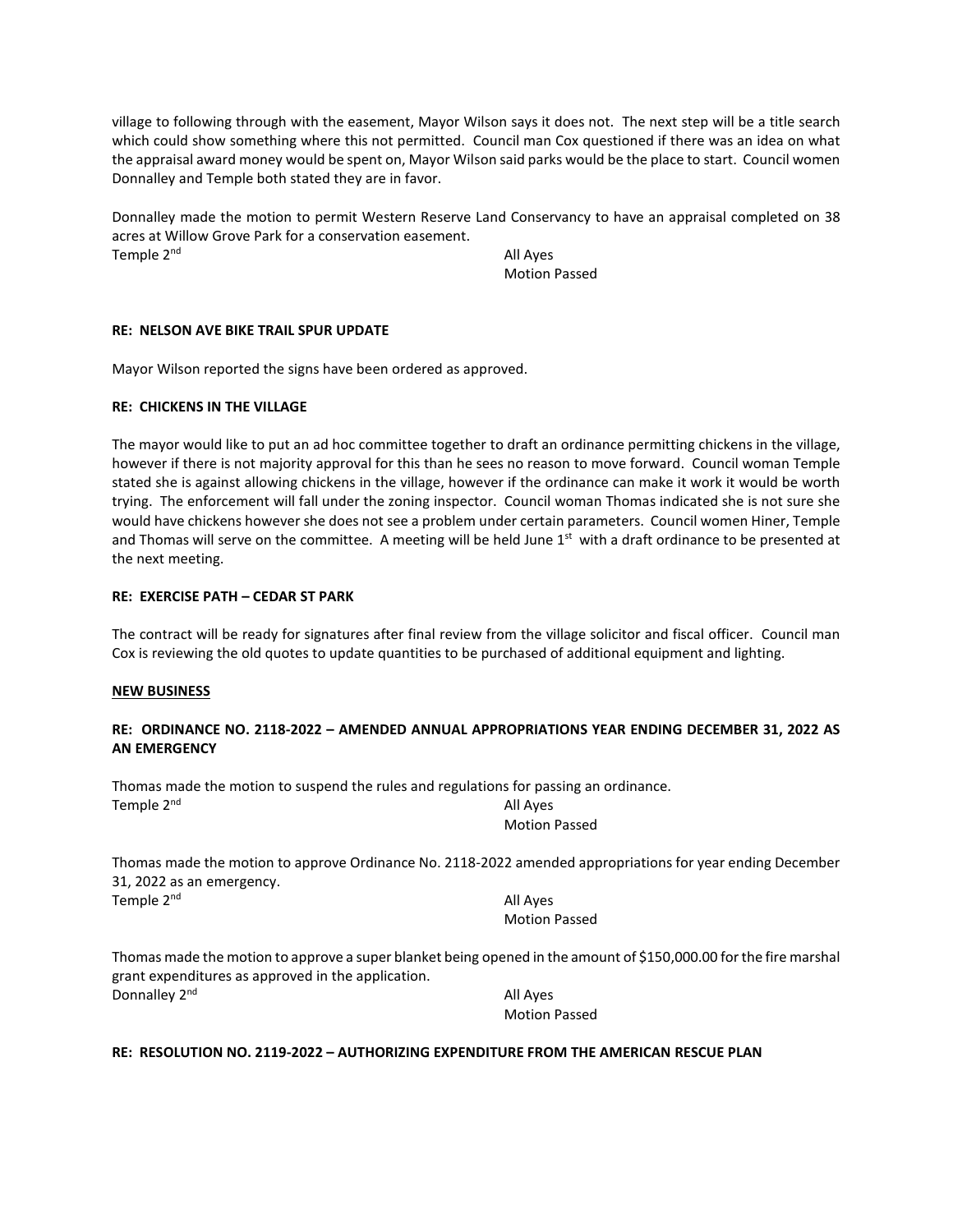village to following through with the easement, Mayor Wilson says it does not. The next step will be a title search which could show something where this not permitted. Council man Cox questioned if there was an idea on what the appraisal award money would be spent on, Mayor Wilson said parks would be the place to start. Council women Donnalley and Temple both stated they are in favor.

Donnalley made the motion to permit Western Reserve Land Conservancy to have an appraisal completed on 38 acres at Willow Grove Park for a conservation easement.

Temple 2nd All Ayes
Motion Passed

**RE: NELSON AVE BIKE TRAIL SPUR UPDATE**

Mayor Wilson reported the signs have been ordered as approved.

**RE: CHICKENS IN THE VILLAGE**

The mayor would like to put an ad hoc committee together to draft an ordinance permitting chickens in the village, however if there is not majority approval for this than he sees no reason to move forward. Council woman Temple stated she is against allowing chickens in the village, however if the ordinance can make it work it would be worth trying. The enforcement will fall under the zoning inspector. Council woman Thomas indicated she is not sure she would have chickens however she does not see a problem under certain parameters. Council women Hiner, Temple and Thomas will serve on the committee. A meeting will be held June 1st with a draft ordinance to be presented at the next meeting.

**RE: EXERCISE PATH – CEDAR ST PARK**

The contract will be ready for signatures after final review from the village solicitor and fiscal officer. Council man Cox is reviewing the old quotes to update quantities to be purchased of additional equipment and lighting.

**NEW BUSINESS**

**RE: ORDINANCE NO. 2118-2022 – AMENDED ANNUAL APPROPRIATIONS YEAR ENDING DECEMBER 31, 2022 AS AN EMERGENCY**

Thomas made the motion to suspend the rules and regulations for passing an ordinance.

Temple 2nd All Ayes
Motion Passed

Thomas made the motion to approve Ordinance No. 2118-2022 amended appropriations for year ending December 31, 2022 as an emergency.

Temple 2nd All Ayes
Motion Passed

Thomas made the motion to approve a super blanket being opened in the amount of $150,000.00 for the fire marshal grant expenditures as approved in the application.

Donnalley 2nd All Ayes
Motion Passed

**RE: RESOLUTION NO. 2119-2022 – AUTHORIZING EXPENDITURE FROM THE AMERICAN RESCUE PLAN**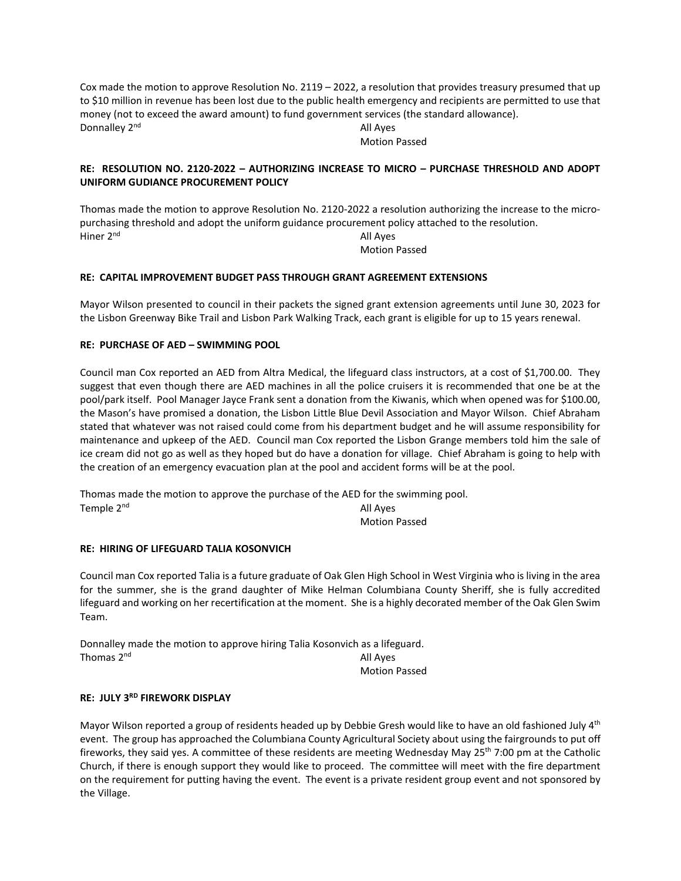Cox made the motion to approve Resolution No. 2119 – 2022, a resolution that provides treasury presumed that up to $10 million in revenue has been lost due to the public health emergency and recipients are permitted to use that money (not to exceed the award amount) to fund government services (the standard allowance).

Donnalley 2nd All Ayes
Motion Passed

**RE: RESOLUTION NO. 2120-2022 – AUTHORIZING INCREASE TO MICRO – PURCHASE THRESHOLD AND ADOPT UNIFORM GUDIANCE PROCUREMENT POLICY**

Thomas made the motion to approve Resolution No. 2120-2022 a resolution authorizing the increase to the micro-purchasing threshold and adopt the uniform guidance procurement policy attached to the resolution.

Hiner 2nd All Ayes
Motion Passed

**RE: CAPITAL IMPROVEMENT BUDGET PASS THROUGH GRANT AGREEMENT EXTENSIONS**

Mayor Wilson presented to council in their packets the signed grant extension agreements until June 30, 2023 for the Lisbon Greenway Bike Trail and Lisbon Park Walking Track, each grant is eligible for up to 15 years renewal.

**RE: PURCHASE OF AED – SWIMMING POOL**

Council man Cox reported an AED from Altra Medical, the lifeguard class instructors, at a cost of $1,700.00. They suggest that even though there are AED machines in all the police cruisers it is recommended that one be at the pool/park itself. Pool Manager Jayce Frank sent a donation from the Kiwanis, which when opened was for $100.00, the Mason's have promised a donation, the Lisbon Little Blue Devil Association and Mayor Wilson. Chief Abraham stated that whatever was not raised could come from his department budget and he will assume responsibility for maintenance and upkeep of the AED. Council man Cox reported the Lisbon Grange members told him the sale of ice cream did not go as well as they hoped but do have a donation for village. Chief Abraham is going to help with the creation of an emergency evacuation plan at the pool and accident forms will be at the pool.

Thomas made the motion to approve the purchase of the AED for the swimming pool.

Temple 2nd All Ayes
Motion Passed

**RE: HIRING OF LIFEGUARD TALIA KOSONVICH**

Council man Cox reported Talia is a future graduate of Oak Glen High School in West Virginia who is living in the area for the summer, she is the grand daughter of Mike Helman Columbiana County Sheriff, she is fully accredited lifeguard and working on her recertification at the moment. She is a highly decorated member of the Oak Glen Swim Team.

Donnalley made the motion to approve hiring Talia Kosonvich as a lifeguard.

Thomas 2nd All Ayes
Motion Passed

**RE: JULY 3RD FIREWORK DISPLAY**

Mayor Wilson reported a group of residents headed up by Debbie Gresh would like to have an old fashioned July 4th event. The group has approached the Columbiana County Agricultural Society about using the fairgrounds to put off fireworks, they said yes. A committee of these residents are meeting Wednesday May 25th 7:00 pm at the Catholic Church, if there is enough support they would like to proceed. The committee will meet with the fire department on the requirement for putting having the event. The event is a private resident group event and not sponsored by the Village.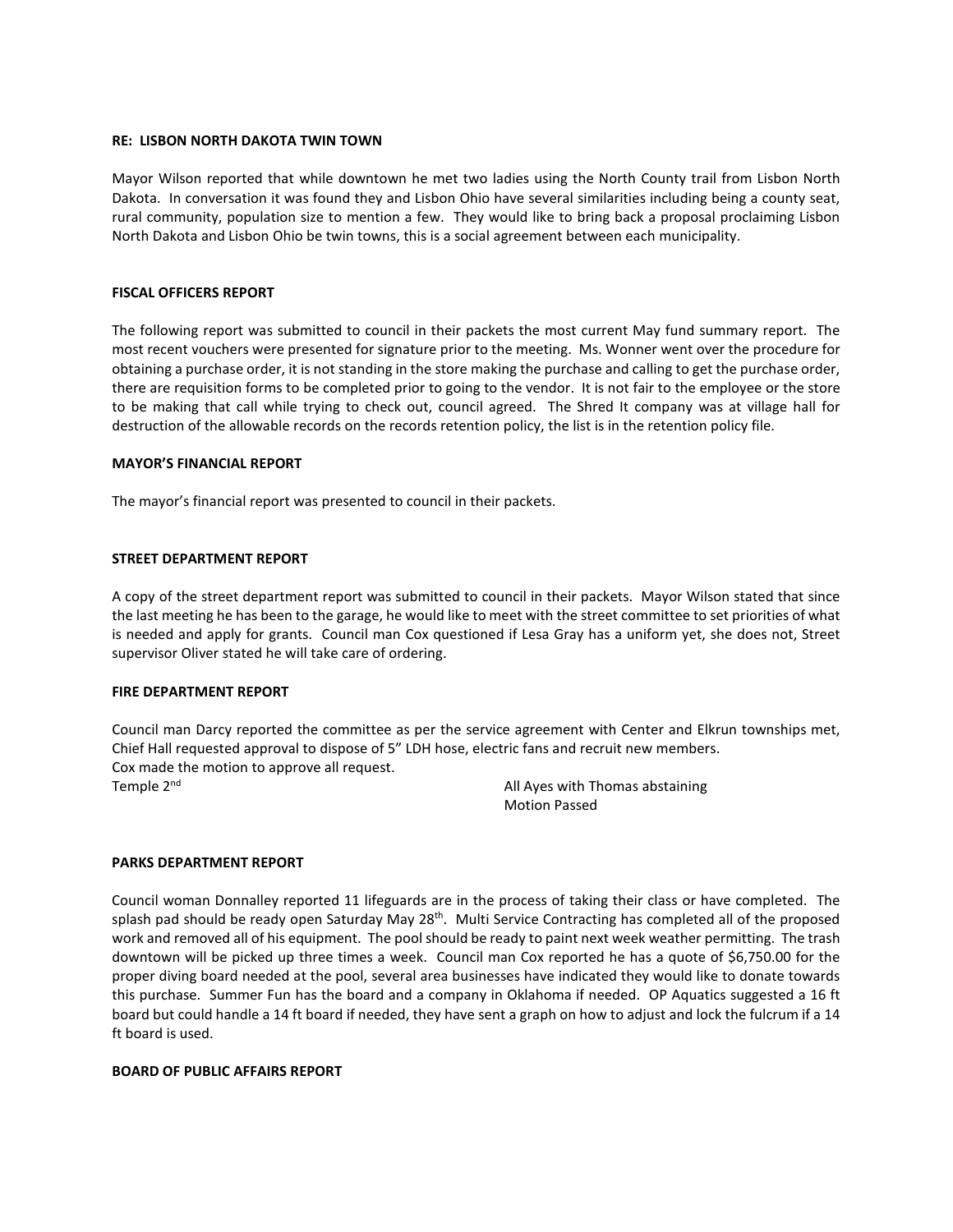**RE: LISBON NORTH DAKOTA TWIN TOWN**

Mayor Wilson reported that while downtown he met two ladies using the North County trail from Lisbon North Dakota. In conversation it was found they and Lisbon Ohio have several similarities including being a county seat, rural community, population size to mention a few. They would like to bring back a proposal proclaiming Lisbon North Dakota and Lisbon Ohio be twin towns, this is a social agreement between each municipality.

**FISCAL OFFICERS REPORT**

The following report was submitted to council in their packets the most current May fund summary report. The most recent vouchers were presented for signature prior to the meeting. Ms. Wonner went over the procedure for obtaining a purchase order, it is not standing in the store making the purchase and calling to get the purchase order, there are requisition forms to be completed prior to going to the vendor. It is not fair to the employee or the store to be making that call while trying to check out, council agreed. The Shred It company was at village hall for destruction of the allowable records on the records retention policy, the list is in the retention policy file.

**MAYOR'S FINANCIAL REPORT**

The mayor's financial report was presented to council in their packets.

**STREET DEPARTMENT REPORT**

A copy of the street department report was submitted to council in their packets. Mayor Wilson stated that since the last meeting he has been to the garage, he would like to meet with the street committee to set priorities of what is needed and apply for grants. Council man Cox questioned if Lesa Gray has a uniform yet, she does not, Street supervisor Oliver stated he will take care of ordering.

**FIRE DEPARTMENT REPORT**

Council man Darcy reported the committee as per the service agreement with Center and Elkrun townships met, Chief Hall requested approval to dispose of 5" LDH hose, electric fans and recruit new members.
Cox made the motion to approve all request.
Temple 2nd All Ayes with Thomas abstaining
Motion Passed

**PARKS DEPARTMENT REPORT**

Council woman Donnalley reported 11 lifeguards are in the process of taking their class or have completed. The splash pad should be ready open Saturday May 28th. Multi Service Contracting has completed all of the proposed work and removed all of his equipment. The pool should be ready to paint next week weather permitting. The trash downtown will be picked up three times a week. Council man Cox reported he has a quote of $6,750.00 for the proper diving board needed at the pool, several area businesses have indicated they would like to donate towards this purchase. Summer Fun has the board and a company in Oklahoma if needed. OP Aquatics suggested a 16 ft board but could handle a 14 ft board if needed, they have sent a graph on how to adjust and lock the fulcrum if a 14 ft board is used.

**BOARD OF PUBLIC AFFAIRS REPORT**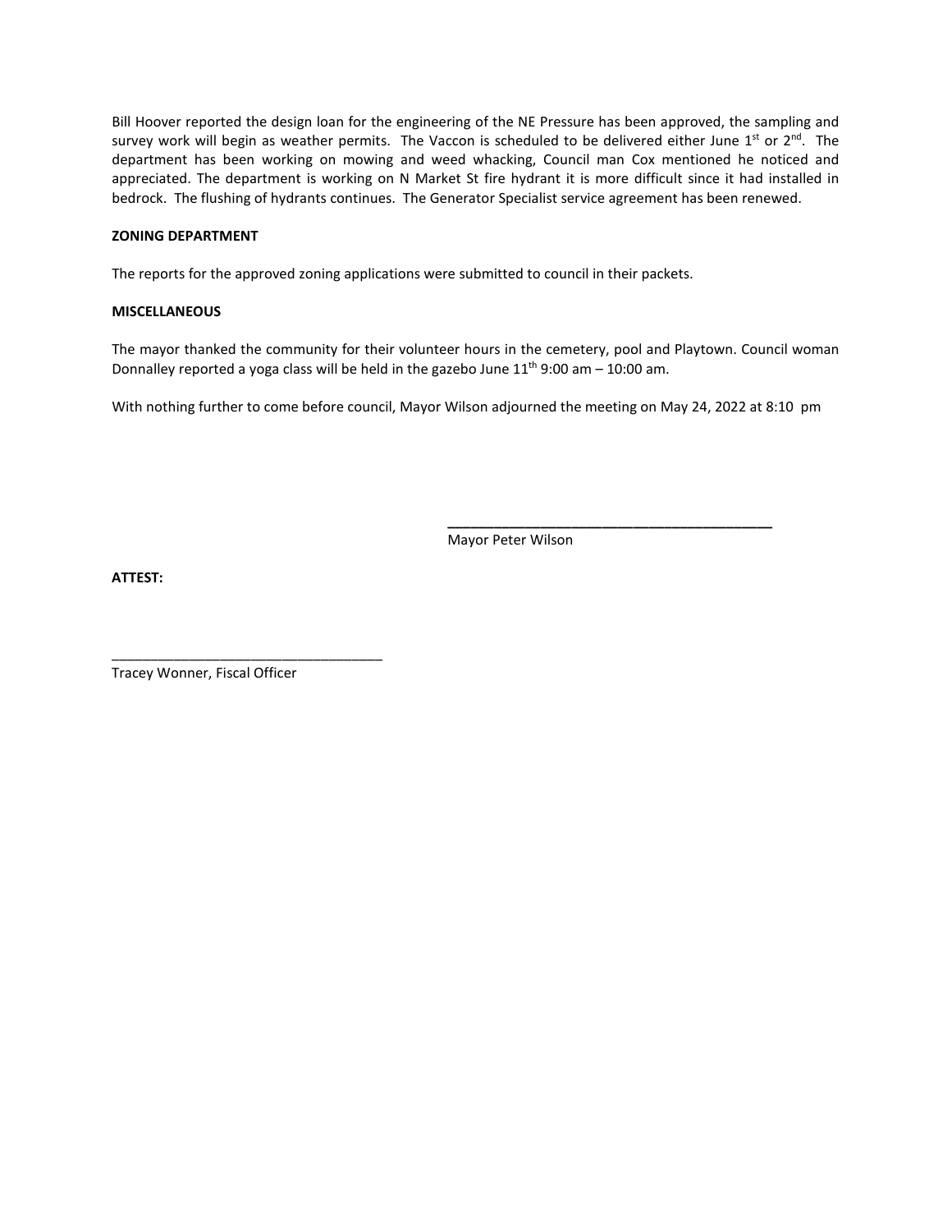Bill Hoover reported the design loan for the engineering of the NE Pressure has been approved, the sampling and survey work will begin as weather permits. The Vaccon is scheduled to be delivered either June 1st or 2nd. The department has been working on mowing and weed whacking, Council man Cox mentioned he noticed and appreciated. The department is working on N Market St fire hydrant it is more difficult since it had installed in bedrock. The flushing of hydrants continues. The Generator Specialist service agreement has been renewed.

**ZONING DEPARTMENT**

The reports for the approved zoning applications were submitted to council in their packets.

**MISCELLANEOUS**

The mayor thanked the community for their volunteer hours in the cemetery, pool and Playtown. Council woman Donnalley reported a yoga class will be held in the gazebo June 11th 9:00 am – 10:00 am.

With nothing further to come before council, Mayor Wilson adjourned the meeting on May 24, 2022 at 8:10 pm

\_\_\_\_\_\_\_\_\_\_\_\_\_\_\_\_\_\_\_\_\_\_\_\_\_\_\_\_\_\_\_\_\_\_\_\_\_\_\_\_
Mayor Peter Wilson

**ATTEST:**

\_\_\_\_\_\_\_\_\_\_\_\_\_\_\_\_\_\_\_\_\_\_\_\_\_\_\_\_\_\_\_\_\_\_\_\_
Tracey Wonner, Fiscal Officer